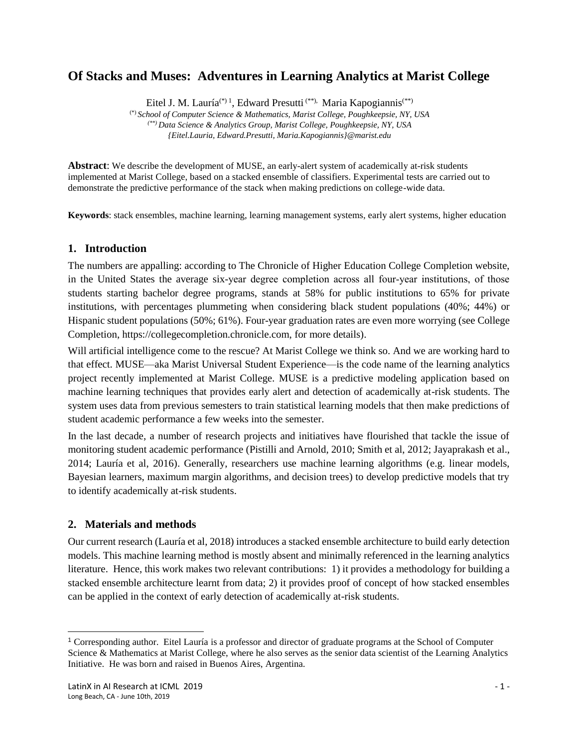# Of Stacks and Muses: Adventures in Learning Analytics at Marist College

Eitel J. M. Lauría(*) [1], Edward Presutti (**), Maria Kapogiannis(**)

(*) *School of Computer Science & Mathematics, Marist College, Poughkeepsie, NY, USA*
(**) *Data Science & Analytics Group, Marist College, Poughkeepsie, NY, USA*
*{Eitel.Lauria, Edward.Presutti, Maria.Kapogiannis}@marist.edu*

**Abstract**: We describe the development of MUSE, an early-alert system of academically at-risk students implemented at Marist College, based on a stacked ensemble of classifiers. Experimental tests are carried out to demonstrate the predictive performance of the stack when making predictions on college-wide data.

**Keywords**: stack ensembles, machine learning, learning management systems, early alert systems, higher education

## 1. Introduction

The numbers are appalling: according to The Chronicle of Higher Education College Completion website, in the United States the average six-year degree completion across all four-year institutions, of those students starting bachelor degree programs, stands at 58% for public institutions to 65% for private institutions, with percentages plummeting when considering black student populations (40%; 44%) or Hispanic student populations (50%; 61%). Four-year graduation rates are even more worrying (see College Completion, https://collegecompletion.chronicle.com, for more details).

Will artificial intelligence come to the rescue? At Marist College we think so. And we are working hard to that effect. MUSE—aka Marist Universal Student Experience—is the code name of the learning analytics project recently implemented at Marist College. MUSE is a predictive modeling application based on machine learning techniques that provides early alert and detection of academically at-risk students. The system uses data from previous semesters to train statistical learning models that then make predictions of student academic performance a few weeks into the semester.

In the last decade, a number of research projects and initiatives have flourished that tackle the issue of monitoring student academic performance (Pistilli and Arnold, 2010; Smith et al, 2012; Jayaprakash et al., 2014; Lauría et al, 2016). Generally, researchers use machine learning algorithms (e.g. linear models, Bayesian learners, maximum margin algorithms, and decision trees) to develop predictive models that try to identify academically at-risk students.

## 2. Materials and methods

Our current research (Lauría et al, 2018) introduces a stacked ensemble architecture to build early detection models. This machine learning method is mostly absent and minimally referenced in the learning analytics literature. Hence, this work makes two relevant contributions: 1) it provides a methodology for building a stacked ensemble architecture learnt from data; 2) it provides proof of concept of how stacked ensembles can be applied in the context of early detection of academically at-risk students.

[1] Corresponding author. Eitel Lauría is a professor and director of graduate programs at the School of Computer Science & Mathematics at Marist College, where he also serves as the senior data scientist of the Learning Analytics Initiative. He was born and raised in Buenos Aires, Argentina.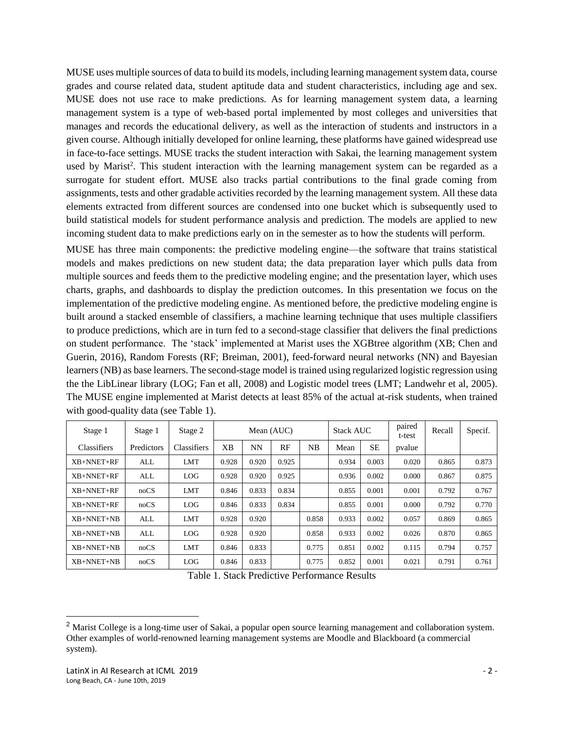MUSE uses multiple sources of data to build its models, including learning management system data, course grades and course related data, student aptitude data and student characteristics, including age and sex. MUSE does not use race to make predictions. As for learning management system data, a learning management system is a type of web-based portal implemented by most colleges and universities that manages and records the educational delivery, as well as the interaction of students and instructors in a given course. Although initially developed for online learning, these platforms have gained widespread use in face-to-face settings. MUSE tracks the student interaction with Sakai, the learning management system used by Marist[2]. This student interaction with the learning management system can be regarded as a surrogate for student effort. MUSE also tracks partial contributions to the final grade coming from assignments, tests and other gradable activities recorded by the learning management system. All these data elements extracted from different sources are condensed into one bucket which is subsequently used to build statistical models for student performance analysis and prediction. The models are applied to new incoming student data to make predictions early on in the semester as to how the students will perform.

MUSE has three main components: the predictive modeling engine—the software that trains statistical models and makes predictions on new student data; the data preparation layer which pulls data from multiple sources and feeds them to the predictive modeling engine; and the presentation layer, which uses charts, graphs, and dashboards to display the prediction outcomes. In this presentation we focus on the implementation of the predictive modeling engine. As mentioned before, the predictive modeling engine is built around a stacked ensemble of classifiers, a machine learning technique that uses multiple classifiers to produce predictions, which are in turn fed to a second-stage classifier that delivers the final predictions on student performance. The 'stack' implemented at Marist uses the XGBtree algorithm (XB; Chen and Guerin, 2016), Random Forests (RF; Breiman, 2001), feed-forward neural networks (NN) and Bayesian learners (NB) as base learners. The second-stage model is trained using regularized logistic regression using the the LibLinear library (LOG; Fan et all, 2008) and Logistic model trees (LMT; Landwehr et al, 2005). The MUSE engine implemented at Marist detects at least 85% of the actual at-risk students, when trained with good-quality data (see Table 1).

| Stage 1 | Stage 1 | Stage 2 | Mean (AUC) | | | | Stack AUC | | paired t-test | Recall | Specif. |
|---|---|---|---|---|---|---|---|---|---|---|---|
| Classifiers | Predictors | Classifiers | XB | NN | RF | NB | Mean | SE | pvalue | | |
| XB+NNET+RF | ALL | LMT | 0.928 | 0.920 | 0.925 | | 0.934 | 0.003 | 0.020 | 0.865 | 0.873 |
| XB+NNET+RF | ALL | LOG | 0.928 | 0.920 | 0.925 | | 0.936 | 0.002 | 0.000 | 0.867 | 0.875 |
| XB+NNET+RF | noCS | LMT | 0.846 | 0.833 | 0.834 | | 0.855 | 0.001 | 0.001 | 0.792 | 0.767 |
| XB+NNET+RF | noCS | LOG | 0.846 | 0.833 | 0.834 | | 0.855 | 0.001 | 0.000 | 0.792 | 0.770 |
| XB+NNET+NB | ALL | LMT | 0.928 | 0.920 | | 0.858 | 0.933 | 0.002 | 0.057 | 0.869 | 0.865 |
| XB+NNET+NB | ALL | LOG | 0.928 | 0.920 | | 0.858 | 0.933 | 0.002 | 0.026 | 0.870 | 0.865 |
| XB+NNET+NB | noCS | LMT | 0.846 | 0.833 | | 0.775 | 0.851 | 0.002 | 0.115 | 0.794 | 0.757 |
| XB+NNET+NB | noCS | LOG | 0.846 | 0.833 | | 0.775 | 0.852 | 0.001 | 0.021 | 0.791 | 0.761 |

Table 1. Stack Predictive Performance Results

[2] Marist College is a long-time user of Sakai, a popular open source learning management and collaboration system. Other examples of world-renowned learning management systems are Moodle and Blackboard (a commercial system).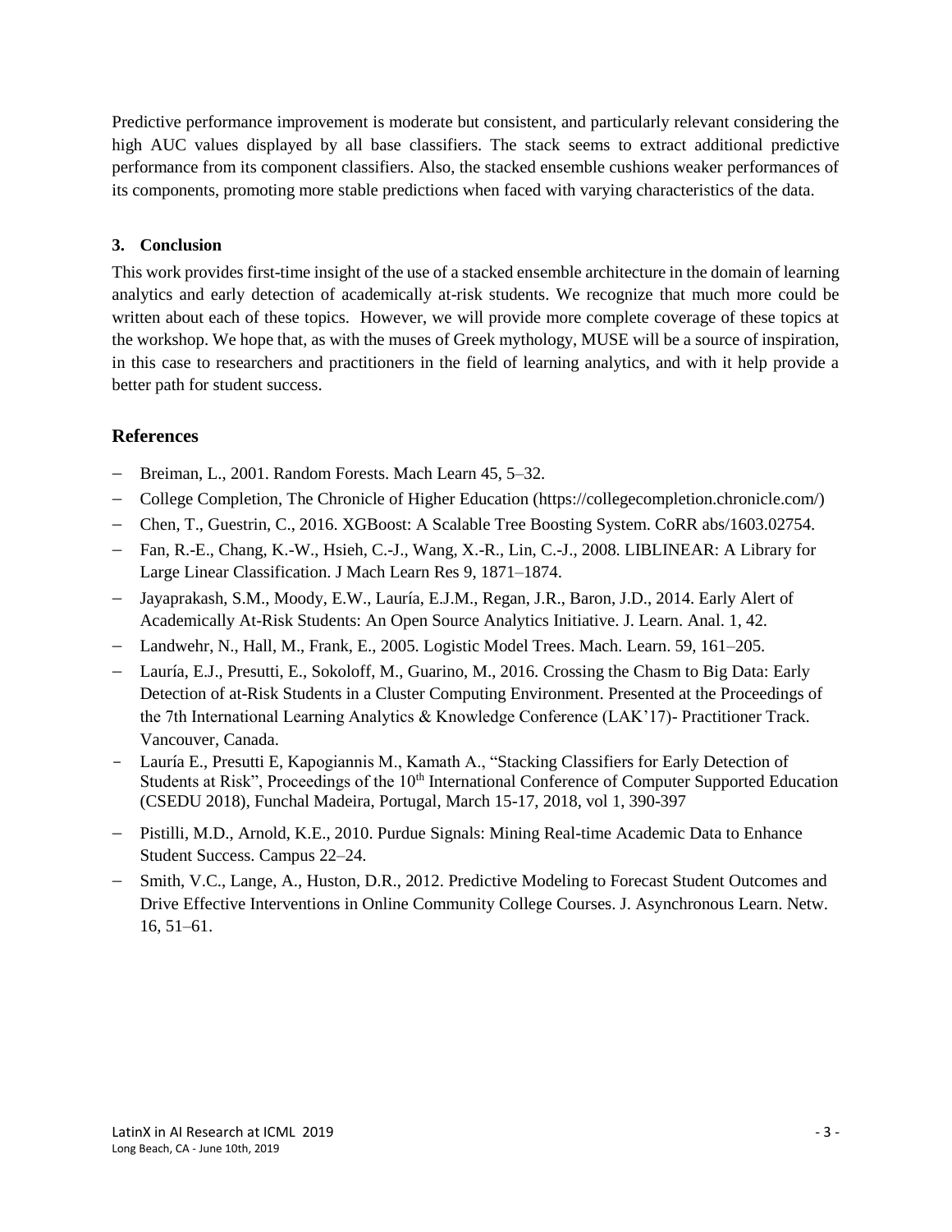Predictive performance improvement is moderate but consistent, and particularly relevant considering the high AUC values displayed by all base classifiers. The stack seems to extract additional predictive performance from its component classifiers. Also, the stacked ensemble cushions weaker performances of its components, promoting more stable predictions when faced with varying characteristics of the data.

### 3. Conclusion

This work provides first-time insight of the use of a stacked ensemble architecture in the domain of learning analytics and early detection of academically at-risk students. We recognize that much more could be written about each of these topics. However, we will provide more complete coverage of these topics at the workshop. We hope that, as with the muses of Greek mythology, MUSE will be a source of inspiration, in this case to researchers and practitioners in the field of learning analytics, and with it help provide a better path for student success.

## References

- Breiman, L., 2001. Random Forests. Mach Learn 45, 5–32.
- College Completion, The Chronicle of Higher Education (https://collegecompletion.chronicle.com/)
- Chen, T., Guestrin, C., 2016. XGBoost: A Scalable Tree Boosting System. CoRR abs/1603.02754.
- Fan, R.-E., Chang, K.-W., Hsieh, C.-J., Wang, X.-R., Lin, C.-J., 2008. LIBLINEAR: A Library for Large Linear Classification. J Mach Learn Res 9, 1871–1874.
- Jayaprakash, S.M., Moody, E.W., Lauría, E.J.M., Regan, J.R., Baron, J.D., 2014. Early Alert of Academically At-Risk Students: An Open Source Analytics Initiative. J. Learn. Anal. 1, 42.
- Landwehr, N., Hall, M., Frank, E., 2005. Logistic Model Trees. Mach. Learn. 59, 161–205.
- Lauría, E.J., Presutti, E., Sokoloff, M., Guarino, M., 2016. Crossing the Chasm to Big Data: Early Detection of at-Risk Students in a Cluster Computing Environment. Presented at the Proceedings of the 7th International Learning Analytics & Knowledge Conference (LAK'17)- Practitioner Track. Vancouver, Canada.
- Lauría E., Presutti E, Kapogiannis M., Kamath A., "Stacking Classifiers for Early Detection of Students at Risk", Proceedings of the 10th International Conference of Computer Supported Education (CSEDU 2018), Funchal Madeira, Portugal, March 15-17, 2018, vol 1, 390-397
- Pistilli, M.D., Arnold, K.E., 2010. Purdue Signals: Mining Real-time Academic Data to Enhance Student Success. Campus 22–24.
- Smith, V.C., Lange, A., Huston, D.R., 2012. Predictive Modeling to Forecast Student Outcomes and Drive Effective Interventions in Online Community College Courses. J. Asynchronous Learn. Netw. 16, 51–61.